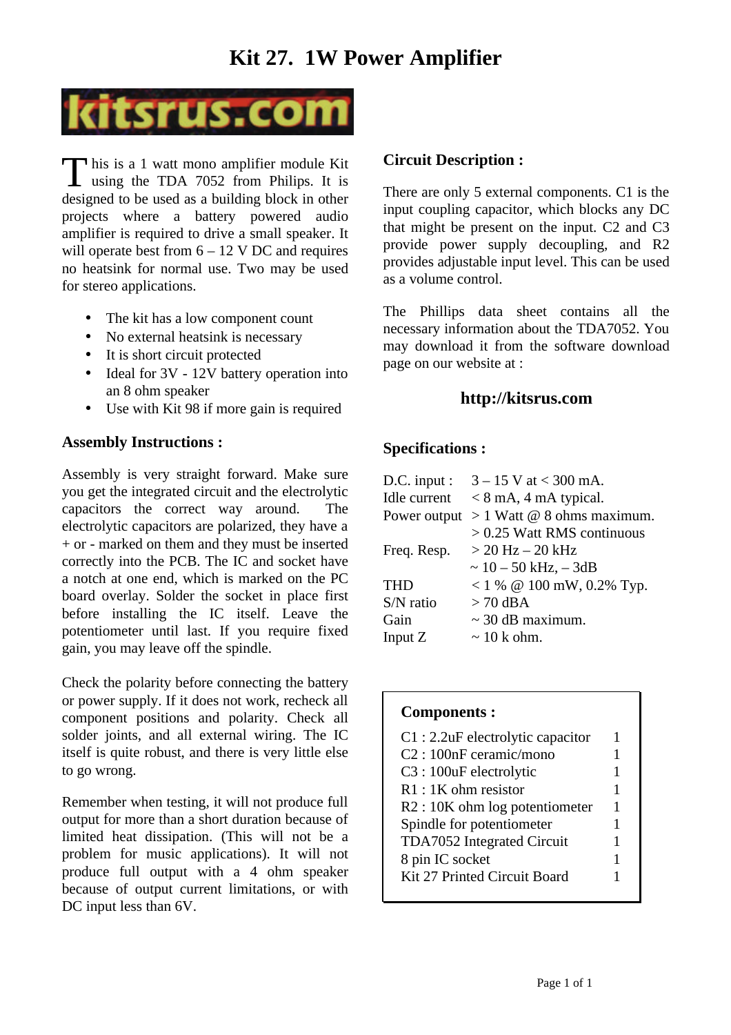# Kit 27. 1W Power Amplifier

kitsrus.com

This is a 1 watt mono amplifier module Kit using the TDA 7052 from Philips. It is designed to be used as a building block in other projects where a battery powered audio amplifier is required to drive a small speaker. It will operate best from 6 – 12 V DC and requires no heatsink for normal use. Two may be used for stereo applications.

- The kit has a low component count
- No external heatsink is necessary
- It is short circuit protected
- Ideal for 3V - 12V battery operation into an 8 ohm speaker
- Use with Kit 98 if more gain is required

## Assembly Instructions :

Assembly is very straight forward. Make sure you get the integrated circuit and the electrolytic capacitors the correct way around. The electrolytic capacitors are polarized, they have a + or - marked on them and they must be inserted correctly into the PCB. The IC and socket have a notch at one end, which is marked on the PC board overlay. Solder the socket in place first before installing the IC itself. Leave the potentiometer until last. If you require fixed gain, you may leave off the spindle.

Check the polarity before connecting the battery or power supply. If it does not work, recheck all component positions and polarity. Check all solder joints, and all external wiring. The IC itself is quite robust, and there is very little else to go wrong.

Remember when testing, it will not produce full output for more than a short duration because of limited heat dissipation. (This will not be a problem for music applications). It will not produce full output with a 4 ohm speaker because of output current limitations, or with DC input less than 6V.

## Circuit Description :

There are only 5 external components. C1 is the input coupling capacitor, which blocks any DC that might be present on the input. C2 and C3 provide power supply decoupling, and R2 provides adjustable input level. This can be used as a volume control.

The Phillips data sheet contains all the necessary information about the TDA7052. You may download it from the software download page on our website at :

**http://kitsrus.com**

## Specifications :

| | |
|---|---|
| D.C. input : | 3 – 15 V at < 300 mA. |
| Idle current | < 8 mA, 4 mA typical. |
| Power output | > 1 Watt @ 8 ohms maximum. |
| | > 0.25 Watt RMS continuous |
| Freq. Resp. | > 20 Hz – 20 kHz |
| | ~ 10 – 50 kHz, – 3dB |
| THD | < 1 % @ 100 mW, 0.2% Typ. |
| S/N ratio | > 70 dBA |
| Gain | ~ 30 dB maximum. |
| Input Z | ~ 10 k ohm. |

## Components :

| Component | Qty |
|---|---|
| C1 : 2.2uF electrolytic capacitor | 1 |
| C2 : 100nF ceramic/mono | 1 |
| C3 : 100uF electrolytic | 1 |
| R1 : 1K ohm resistor | 1 |
| R2 : 10K ohm log potentiometer | 1 |
| Spindle for potentiometer | 1 |
| TDA7052 Integrated Circuit | 1 |
| 8 pin IC socket | 1 |
| Kit 27 Printed Circuit Board | 1 |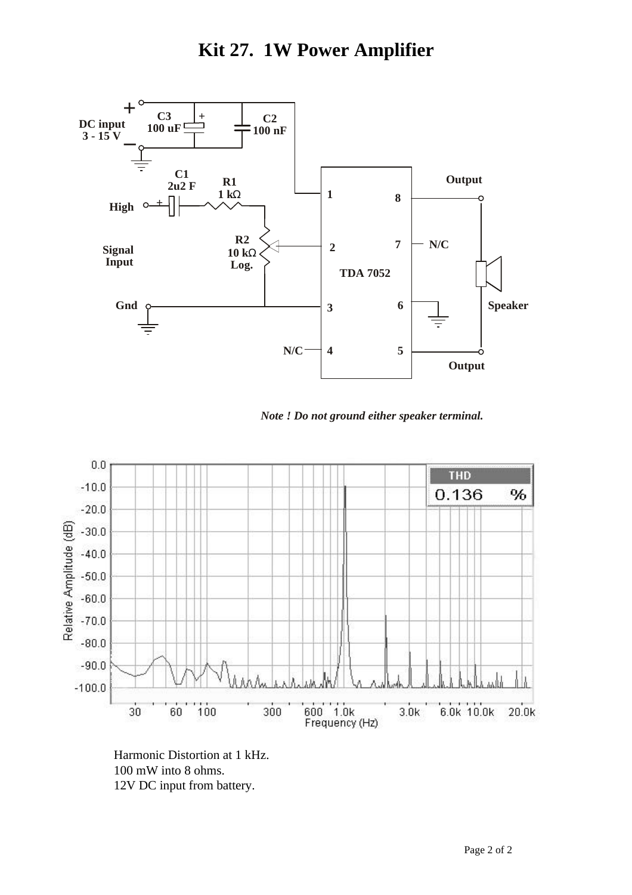# Kit 27. 1W Power Amplifier

*Note ! Do not ground either speaker terminal.*

Harmonic Distortion at 1 kHz.
100 mW into 8 ohms.
12V DC input from battery.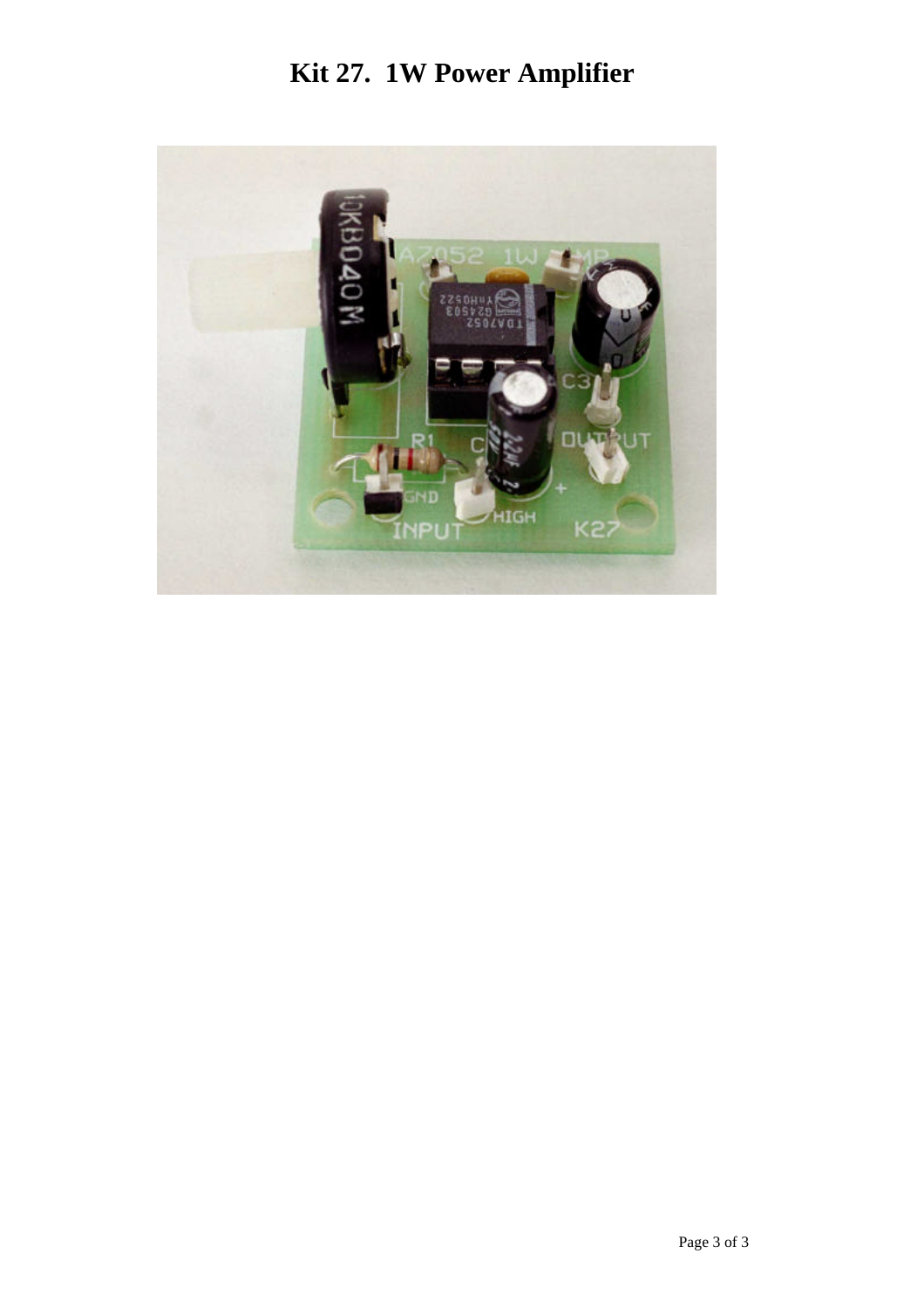# Kit 27. 1W Power Amplifier